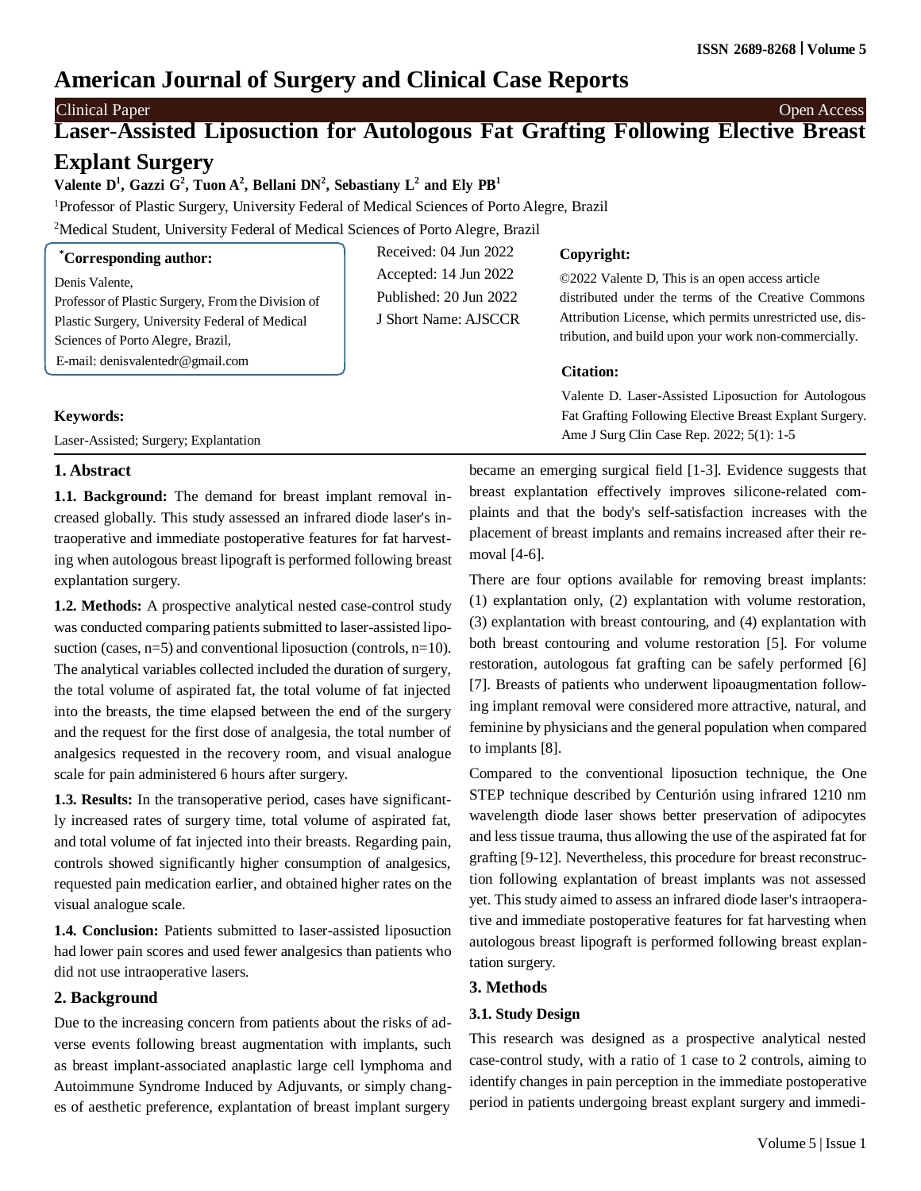# American Journal of Surgery and Clinical Case Reports

Clinical Paper | Open Access

# Laser-Assisted Liposuction for Autologous Fat Grafting Following Elective Breast Explant Surgery

**Valente D[1], Gazzi G[2], Tuon A[2], Bellani DN[2], Sebastiany L[2] and Ely PB[1]**

[1]Professor of Plastic Surgery, University Federal of Medical Sciences of Porto Alegre, Brazil

[2]Medical Student, University Federal of Medical Sciences of Porto Alegre, Brazil

**[*]Corresponding author:**

Denis Valente,
Professor of Plastic Surgery, From the Division of Plastic Surgery, University Federal of Medical Sciences of Porto Alegre, Brazil,
E-mail: denisvalentedr@gmail.com

Received: 04 Jun 2022
Accepted: 14 Jun 2022
Published: 20 Jun 2022
J Short Name: AJSCCR

**Copyright:**

©2022 Valente D, This is an open access article distributed under the terms of the Creative Commons Attribution License, which permits unrestricted use, distribution, and build upon your work non-commercially.

**Citation:**

Valente D. Laser-Assisted Liposuction for Autologous Fat Grafting Following Elective Breast Explant Surgery. Ame J Surg Clin Case Rep. 2022; 5(1): 1-5

**Keywords:**

Laser-Assisted; Surgery; Explantation

## 1. Abstract

**1.1. Background:** The demand for breast implant removal increased globally. This study assessed an infrared diode laser's intraoperative and immediate postoperative features for fat harvesting when autologous breast lipograft is performed following breast explantation surgery.

**1.2. Methods:** A prospective analytical nested case-control study was conducted comparing patients submitted to laser-assisted liposuction (cases, n=5) and conventional liposuction (controls, n=10). The analytical variables collected included the duration of surgery, the total volume of aspirated fat, the total volume of fat injected into the breasts, the time elapsed between the end of the surgery and the request for the first dose of analgesia, the total number of analgesics requested in the recovery room, and visual analogue scale for pain administered 6 hours after surgery.

**1.3. Results:** In the transoperative period, cases have significantly increased rates of surgery time, total volume of aspirated fat, and total volume of fat injected into their breasts. Regarding pain, controls showed significantly higher consumption of analgesics, requested pain medication earlier, and obtained higher rates on the visual analogue scale.

**1.4. Conclusion:** Patients submitted to laser-assisted liposuction had lower pain scores and used fewer analgesics than patients who did not use intraoperative lasers.

## 2. Background

Due to the increasing concern from patients about the risks of adverse events following breast augmentation with implants, such as breast implant-associated anaplastic large cell lymphoma and Autoimmune Syndrome Induced by Adjuvants, or simply changes of aesthetic preference, explantation of breast implant surgery became an emerging surgical field [1-3]. Evidence suggests that breast explantation effectively improves silicone-related complaints and that the body's self-satisfaction increases with the placement of breast implants and remains increased after their removal [4-6].

There are four options available for removing breast implants: (1) explantation only, (2) explantation with volume restoration, (3) explantation with breast contouring, and (4) explantation with both breast contouring and volume restoration [5]. For volume restoration, autologous fat grafting can be safely performed [6] [7]. Breasts of patients who underwent lipoaugmentation following implant removal were considered more attractive, natural, and feminine by physicians and the general population when compared to implants [8].

Compared to the conventional liposuction technique, the One STEP technique described by Centurión using infrared 1210 nm wavelength diode laser shows better preservation of adipocytes and less tissue trauma, thus allowing the use of the aspirated fat for grafting [9-12]. Nevertheless, this procedure for breast reconstruction following explantation of breast implants was not assessed yet. This study aimed to assess an infrared diode laser's intraoperative and immediate postoperative features for fat harvesting when autologous breast lipograft is performed following breast explantation surgery.

## 3. Methods

### 3.1. Study Design

This research was designed as a prospective analytical nested case-control study, with a ratio of 1 case to 2 controls, aiming to identify changes in pain perception in the immediate postoperative period in patients undergoing breast explant surgery and immedi-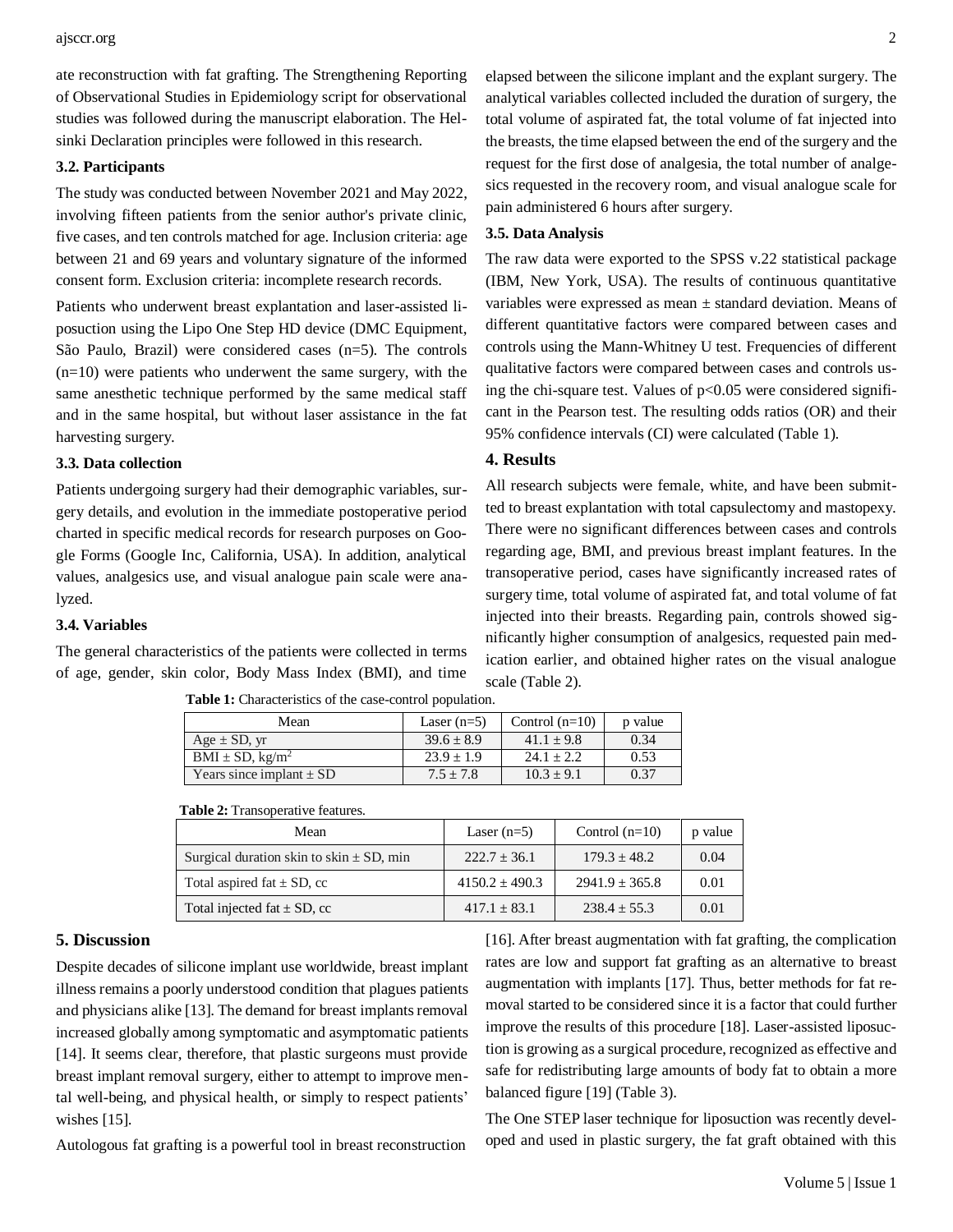ate reconstruction with fat grafting. The Strengthening Reporting of Observational Studies in Epidemiology script for observational studies was followed during the manuscript elaboration. The Helsinki Declaration principles were followed in this research.

### 3.2. Participants

The study was conducted between November 2021 and May 2022, involving fifteen patients from the senior author's private clinic, five cases, and ten controls matched for age. Inclusion criteria: age between 21 and 69 years and voluntary signature of the informed consent form. Exclusion criteria: incomplete research records.

Patients who underwent breast explantation and laser-assisted liposuction using the Lipo One Step HD device (DMC Equipment, São Paulo, Brazil) were considered cases (n=5). The controls (n=10) were patients who underwent the same surgery, with the same anesthetic technique performed by the same medical staff and in the same hospital, but without laser assistance in the fat harvesting surgery.

### 3.3. Data collection

Patients undergoing surgery had their demographic variables, surgery details, and evolution in the immediate postoperative period charted in specific medical records for research purposes on Google Forms (Google Inc, California, USA). In addition, analytical values, analgesics use, and visual analogue pain scale were analyzed.

### 3.4. Variables

The general characteristics of the patients were collected in terms of age, gender, skin color, Body Mass Index (BMI), and time elapsed between the silicone implant and the explant surgery. The analytical variables collected included the duration of surgery, the total volume of aspirated fat, the total volume of fat injected into the breasts, the time elapsed between the end of the surgery and the request for the first dose of analgesia, the total number of analgesics requested in the recovery room, and visual analogue scale for pain administered 6 hours after surgery.

### 3.5. Data Analysis

The raw data were exported to the SPSS v.22 statistical package (IBM, New York, USA). The results of continuous quantitative variables were expressed as mean ± standard deviation. Means of different quantitative factors were compared between cases and controls using the Mann-Whitney U test. Frequencies of different qualitative factors were compared between cases and controls using the chi-square test. Values of $p<0.05$ were considered significant in the Pearson test. The resulting odds ratios (OR) and their 95% confidence intervals (CI) were calculated (Table 1).

## 4. Results

All research subjects were female, white, and have been submitted to breast explantation with total capsulectomy and mastopexy. There were no significant differences between cases and controls regarding age, BMI, and previous breast implant features. In the transoperative period, cases have significantly increased rates of surgery time, total volume of aspirated fat, and total volume of fat injected into their breasts. Regarding pain, controls showed significantly higher consumption of analgesics, requested pain medication earlier, and obtained higher rates on the visual analogue scale (Table 2).

**Table 1:** Characteristics of the case-control population.

| Mean | Laser (n=5) | Control (n=10) | p value |
|---|---|---|---|
| Age ± SD, yr | 39.6 ± 8.9 | 41.1 ± 9.8 | 0.34 |
| BMI ± SD, kg/m$^2$ | 23.9 ± 1.9 | 24.1 ± 2.2 | 0.53 |
| Years since implant ± SD | 7.5 ± 7.8 | 10.3 ± 9.1 | 0.37 |

**Table 2:** Transoperative features.

| Mean | Laser (n=5) | Control (n=10) | p value |
|---|---|---|---|
| Surgical duration skin to skin ± SD, min | 222.7 ± 36.1 | 179.3 ± 48.2 | 0.04 |
| Total aspired fat ± SD, cc | 4150.2 ± 490.3 | 2941.9 ± 365.8 | 0.01 |
| Total injected fat ± SD, cc | 417.1 ± 83.1 | 238.4 ± 55.3 | 0.01 |

## 5. Discussion

Despite decades of silicone implant use worldwide, breast implant illness remains a poorly understood condition that plagues patients and physicians alike [13]. The demand for breast implants removal increased globally among symptomatic and asymptomatic patients [14]. It seems clear, therefore, that plastic surgeons must provide breast implant removal surgery, either to attempt to improve mental well-being, and physical health, or simply to respect patients' wishes [15].

Autologous fat grafting is a powerful tool in breast reconstruction [16]. After breast augmentation with fat grafting, the complication rates are low and support fat grafting as an alternative to breast augmentation with implants [17]. Thus, better methods for fat removal started to be considered since it is a factor that could further improve the results of this procedure [18]. Laser-assisted liposuction is growing as a surgical procedure, recognized as effective and safe for redistributing large amounts of body fat to obtain a more balanced figure [19] (Table 3).

The One STEP laser technique for liposuction was recently developed and used in plastic surgery, the fat graft obtained with this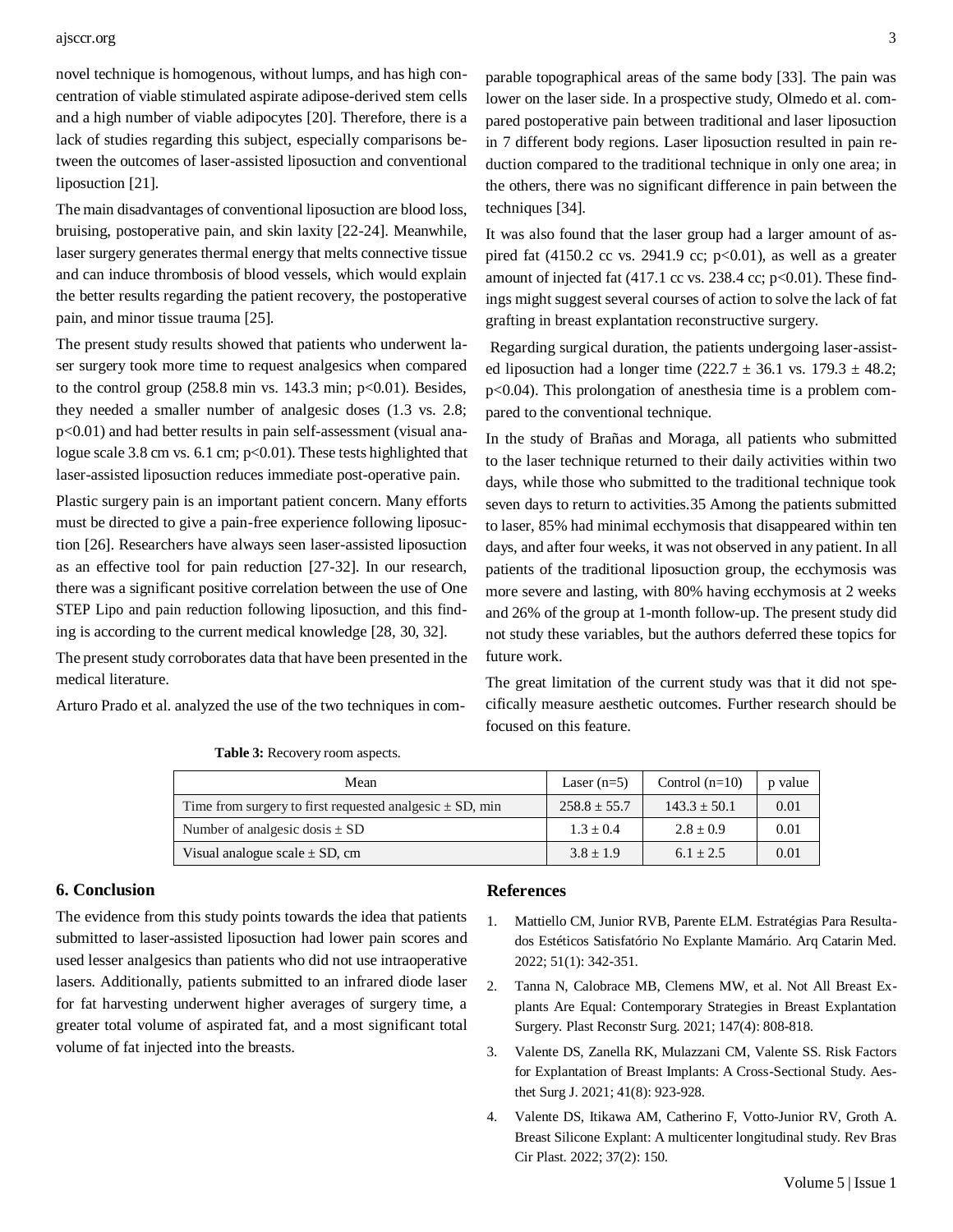novel technique is homogenous, without lumps, and has high concentration of viable stimulated aspirate adipose-derived stem cells and a high number of viable adipocytes [20]. Therefore, there is a lack of studies regarding this subject, especially comparisons between the outcomes of laser-assisted liposuction and conventional liposuction [21].

The main disadvantages of conventional liposuction are blood loss, bruising, postoperative pain, and skin laxity [22-24]. Meanwhile, laser surgery generates thermal energy that melts connective tissue and can induce thrombosis of blood vessels, which would explain the better results regarding the patient recovery, the postoperative pain, and minor tissue trauma [25].

The present study results showed that patients who underwent laser surgery took more time to request analgesics when compared to the control group (258.8 min vs. 143.3 min; $p<0.01$). Besides, they needed a smaller number of analgesic doses (1.3 vs. 2.8; $p<0.01$) and had better results in pain self-assessment (visual analogue scale 3.8 cm vs. 6.1 cm; $p<0.01$). These tests highlighted that laser-assisted liposuction reduces immediate post-operative pain.

Plastic surgery pain is an important patient concern. Many efforts must be directed to give a pain-free experience following liposuction [26]. Researchers have always seen laser-assisted liposuction as an effective tool for pain reduction [27-32]. In our research, there was a significant positive correlation between the use of One STEP Lipo and pain reduction following liposuction, and this finding is according to the current medical knowledge [28, 30, 32].

The present study corroborates data that have been presented in the medical literature.

Arturo Prado et al. analyzed the use of the two techniques in comparable topographical areas of the same body [33]. The pain was lower on the laser side. In a prospective study, Olmedo et al. compared postoperative pain between traditional and laser liposuction in 7 different body regions. Laser liposuction resulted in pain reduction compared to the traditional technique in only one area; in the others, there was no significant difference in pain between the techniques [34].

It was also found that the laser group had a larger amount of aspired fat (4150.2 cc vs. 2941.9 cc; $p<0.01$), as well as a greater amount of injected fat (417.1 cc vs. 238.4 cc; $p<0.01$). These findings might suggest several courses of action to solve the lack of fat grafting in breast explantation reconstructive surgery.

Regarding surgical duration, the patients undergoing laser-assisted liposuction had a longer time ($222.7 \pm 36.1$ vs. $179.3 \pm 48.2$; $p<0.04$). This prolongation of anesthesia time is a problem compared to the conventional technique.

In the study of Brañas and Moraga, all patients who submitted to the laser technique returned to their daily activities within two days, while those who submitted to the traditional technique took seven days to return to activities.35 Among the patients submitted to laser, 85% had minimal ecchymosis that disappeared within ten days, and after four weeks, it was not observed in any patient. In all patients of the traditional liposuction group, the ecchymosis was more severe and lasting, with 80% having ecchymosis at 2 weeks and 26% of the group at 1-month follow-up. The present study did not study these variables, but the authors deferred these topics for future work.

The great limitation of the current study was that it did not specifically measure aesthetic outcomes. Further research should be focused on this feature.

**Table 3:** Recovery room aspects.

| Mean | Laser (n=5) | Control (n=10) | p value |
|---|---|---|---|
| Time from surgery to first requested analgesic ± SD, min | 258.8 ± 55.7 | 143.3 ± 50.1 | 0.01 |
| Number of analgesic dosis ± SD | 1.3 ± 0.4 | 2.8 ± 0.9 | 0.01 |
| Visual analogue scale ± SD, cm | 3.8 ± 1.9 | 6.1 ± 2.5 | 0.01 |

## 6. Conclusion

The evidence from this study points towards the idea that patients submitted to laser-assisted liposuction had lower pain scores and used lesser analgesics than patients who did not use intraoperative lasers. Additionally, patients submitted to an infrared diode laser for fat harvesting underwent higher averages of surgery time, a greater total volume of aspirated fat, and a most significant total volume of fat injected into the breasts.

## References

1. Mattiello CM, Junior RVB, Parente ELM. Estratégias Para Resultados Estéticos Satisfatório No Explante Mamário. Arq Catarin Med. 2022; 51(1): 342-351.
2. Tanna N, Calobrace MB, Clemens MW, et al. Not All Breast Explants Are Equal: Contemporary Strategies in Breast Explantation Surgery. Plast Reconstr Surg. 2021; 147(4): 808-818.
3. Valente DS, Zanella RK, Mulazzani CM, Valente SS. Risk Factors for Explantation of Breast Implants: A Cross-Sectional Study. Aesthet Surg J. 2021; 41(8): 923-928.
4. Valente DS, Itikawa AM, Catherino F, Votto-Junior RV, Groth A. Breast Silicone Explant: A multicenter longitudinal study. Rev Bras Cir Plast. 2022; 37(2): 150.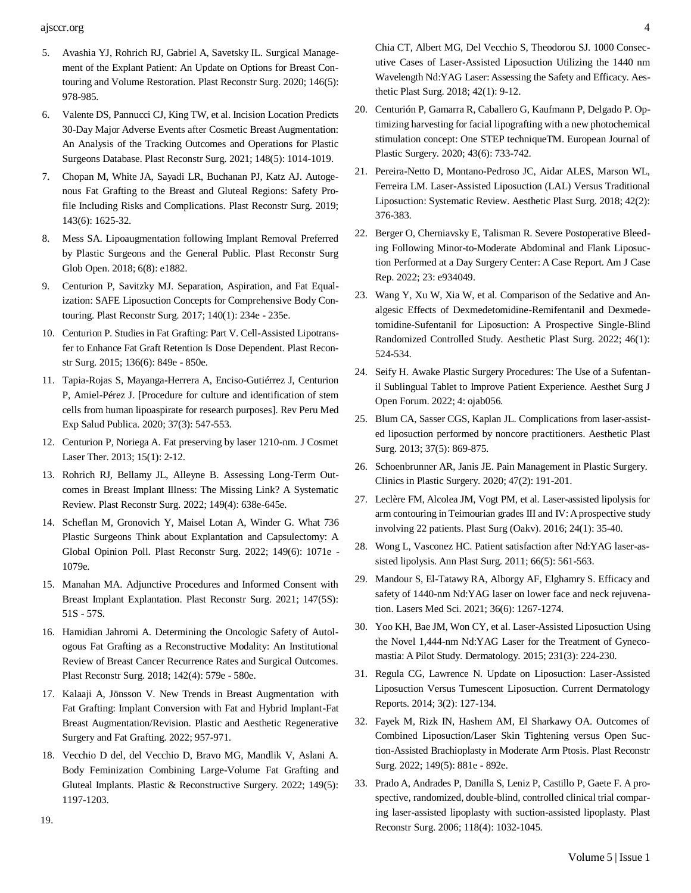5. Avashia YJ, Rohrich RJ, Gabriel A, Savetsky IL. Surgical Management of the Explant Patient: An Update on Options for Breast Contouring and Volume Restoration. Plast Reconstr Surg. 2020; 146(5): 978-985.
6. Valente DS, Pannucci CJ, King TW, et al. Incision Location Predicts 30-Day Major Adverse Events after Cosmetic Breast Augmentation: An Analysis of the Tracking Outcomes and Operations for Plastic Surgeons Database. Plast Reconstr Surg. 2021; 148(5): 1014-1019.
7. Chopan M, White JA, Sayadi LR, Buchanan PJ, Katz AJ. Autogenous Fat Grafting to the Breast and Gluteal Regions: Safety Profile Including Risks and Complications. Plast Reconstr Surg. 2019; 143(6): 1625-32.
8. Mess SA. Lipoaugmentation following Implant Removal Preferred by Plastic Surgeons and the General Public. Plast Reconstr Surg Glob Open. 2018; 6(8): e1882.
9. Centurion P, Savitzky MJ. Separation, Aspiration, and Fat Equalization: SAFE Liposuction Concepts for Comprehensive Body Contouring. Plast Reconstr Surg. 2017; 140(1): 234e - 235e.
10. Centurion P. Studies in Fat Grafting: Part V. Cell-Assisted Lipotransfer to Enhance Fat Graft Retention Is Dose Dependent. Plast Reconstr Surg. 2015; 136(6): 849e - 850e.
11. Tapia-Rojas S, Mayanga-Herrera A, Enciso-Gutiérrez J, Centurion P, Amiel-Pérez J. [Procedure for culture and identification of stem cells from human lipoaspirate for research purposes]. Rev Peru Med Exp Salud Publica. 2020; 37(3): 547-553.
12. Centurion P, Noriega A. Fat preserving by laser 1210-nm. J Cosmet Laser Ther. 2013; 15(1): 2-12.
13. Rohrich RJ, Bellamy JL, Alleyne B. Assessing Long-Term Outcomes in Breast Implant Illness: The Missing Link? A Systematic Review. Plast Reconstr Surg. 2022; 149(4): 638e-645e.
14. Scheflan M, Gronovich Y, Maisel Lotan A, Winder G. What 736 Plastic Surgeons Think about Explantation and Capsulectomy: A Global Opinion Poll. Plast Reconstr Surg. 2022; 149(6): 1071e - 1079e.
15. Manahan MA. Adjunctive Procedures and Informed Consent with Breast Implant Explantation. Plast Reconstr Surg. 2021; 147(5S): 51S - 57S.
16. Hamidian Jahromi A. Determining the Oncologic Safety of Autologous Fat Grafting as a Reconstructive Modality: An Institutional Review of Breast Cancer Recurrence Rates and Surgical Outcomes. Plast Reconstr Surg. 2018; 142(4): 579e - 580e.
17. Kalaaji A, Jönsson V. New Trends in Breast Augmentation with Fat Grafting: Implant Conversion with Fat and Hybrid Implant-Fat Breast Augmentation/Revision. Plastic and Aesthetic Regenerative Surgery and Fat Grafting. 2022; 957-971.
18. Vecchio D del, del Vecchio D, Bravo MG, Mandlik V, Aslani A. Body Feminization Combining Large-Volume Fat Grafting and Gluteal Implants. Plastic & Reconstructive Surgery. 2022; 149(5): 1197-1203.
19. Chia CT, Albert MG, Del Vecchio S, Theodorou SJ. 1000 Consecutive Cases of Laser-Assisted Liposuction Utilizing the 1440 nm Wavelength Nd:YAG Laser: Assessing the Safety and Efficacy. Aesthetic Plast Surg. 2018; 42(1): 9-12.
20. Centurión P, Gamarra R, Caballero G, Kaufmann P, Delgado P. Optimizing harvesting for facial lipografting with a new photochemical stimulation concept: One STEP techniqueTM. European Journal of Plastic Surgery. 2020; 43(6): 733-742.
21. Pereira-Netto D, Montano-Pedroso JC, Aidar ALES, Marson WL, Ferreira LM. Laser-Assisted Liposuction (LAL) Versus Traditional Liposuction: Systematic Review. Aesthetic Plast Surg. 2018; 42(2): 376-383.
22. Berger O, Cherniavsky E, Talisman R. Severe Postoperative Bleeding Following Minor-to-Moderate Abdominal and Flank Liposuction Performed at a Day Surgery Center: A Case Report. Am J Case Rep. 2022; 23: e934049.
23. Wang Y, Xu W, Xia W, et al. Comparison of the Sedative and Analgesic Effects of Dexmedetomidine-Remifentanil and Dexmedetomidine-Sufentanil for Liposuction: A Prospective Single-Blind Randomized Controlled Study. Aesthetic Plast Surg. 2022; 46(1): 524-534.
24. Seify H. Awake Plastic Surgery Procedures: The Use of a Sufentanil Sublingual Tablet to Improve Patient Experience. Aesthet Surg J Open Forum. 2022; 4: ojab056.
25. Blum CA, Sasser CGS, Kaplan JL. Complications from laser-assisted liposuction performed by noncore practitioners. Aesthetic Plast Surg. 2013; 37(5): 869-875.
26. Schoenbrunner AR, Janis JE. Pain Management in Plastic Surgery. Clinics in Plastic Surgery. 2020; 47(2): 191-201.
27. Leclère FM, Alcolea JM, Vogt PM, et al. Laser-assisted lipolysis for arm contouring in Teimourian grades III and IV: A prospective study involving 22 patients. Plast Surg (Oakv). 2016; 24(1): 35-40.
28. Wong L, Vasconez HC. Patient satisfaction after Nd:YAG laser-assisted lipolysis. Ann Plast Surg. 2011; 66(5): 561-563.
29. Mandour S, El-Tataway RA, Alborgy AF, Elghamry S. Efficacy and safety of 1440-nm Nd:YAG laser on lower face and neck rejuvenation. Lasers Med Sci. 2021; 36(6): 1267-1274.
30. Yoo KH, Bae JM, Won CY, et al. Laser-Assisted Liposuction Using the Novel 1,444-nm Nd:YAG Laser for the Treatment of Gynecomastia: A Pilot Study. Dermatology. 2015; 231(3): 224-230.
31. Regula CG, Lawrence N. Update on Liposuction: Laser-Assisted Liposuction Versus Tumescent Liposuction. Current Dermatology Reports. 2014; 3(2): 127-134.
32. Fayek M, Rizk IN, Hashem AM, El Sharkawy OA. Outcomes of Combined Liposuction/Laser Skin Tightening versus Open Suction-Assisted Brachioplasty in Moderate Arm Ptosis. Plast Reconstr Surg. 2022; 149(5): 881e - 892e.
33. Prado A, Andrades P, Danilla S, Leniz P, Castillo P, Gaete F. A prospective, randomized, double-blind, controlled clinical trial comparing laser-assisted lipoplasty with suction-assisted lipoplasty. Plast Reconstr Surg. 2006; 118(4): 1032-1045.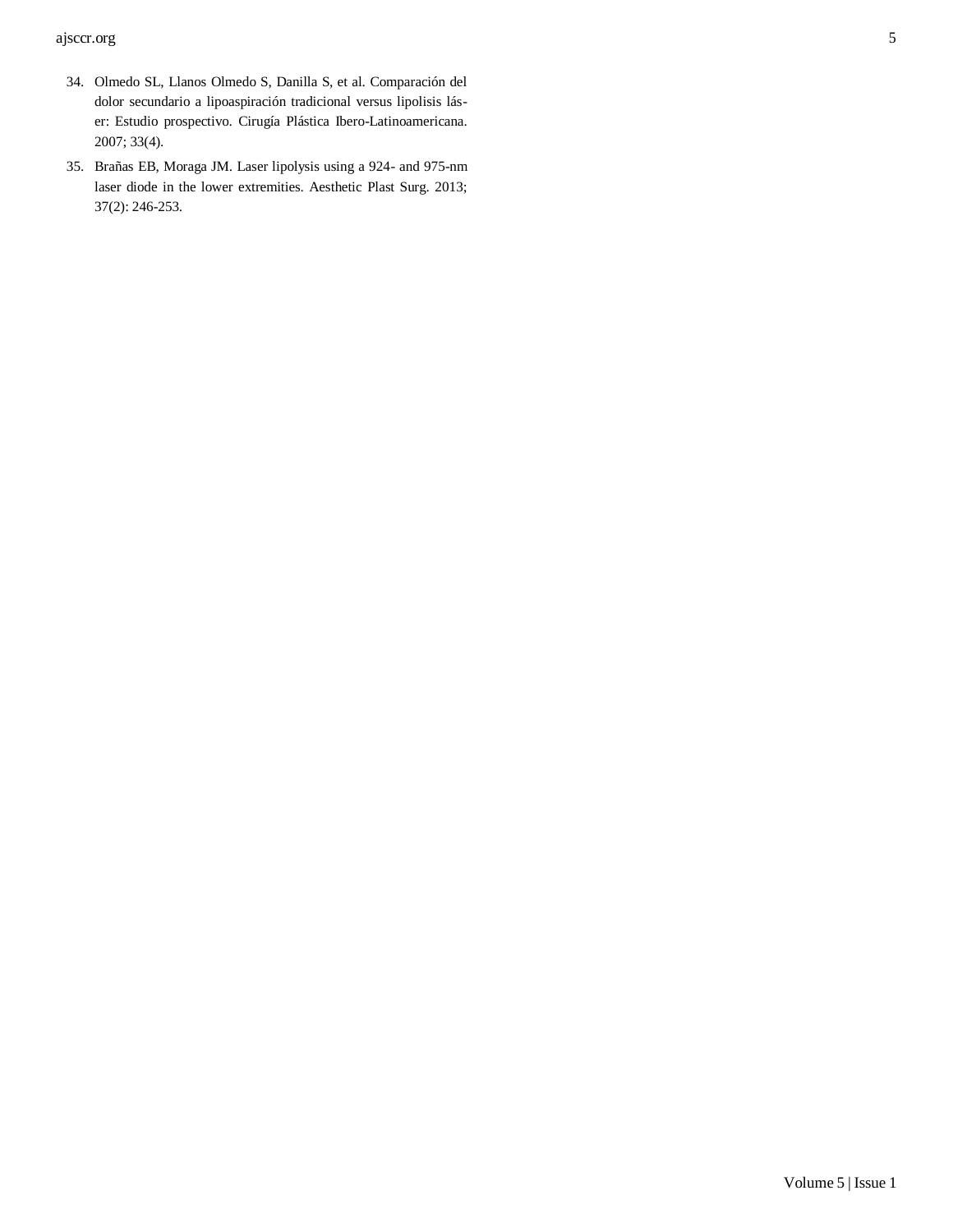34. Olmedo SL, Llanos Olmedo S, Danilla S, et al. Comparación del dolor secundario a lipoaspiración tradicional versus lipolisis láser: Estudio prospectivo. Cirugía Plástica Ibero-Latinoamericana. 2007; 33(4).
35. Brañas EB, Moraga JM. Laser lipolysis using a 924- and 975-nm laser diode in the lower extremities. Aesthetic Plast Surg. 2013; 37(2): 246-253.